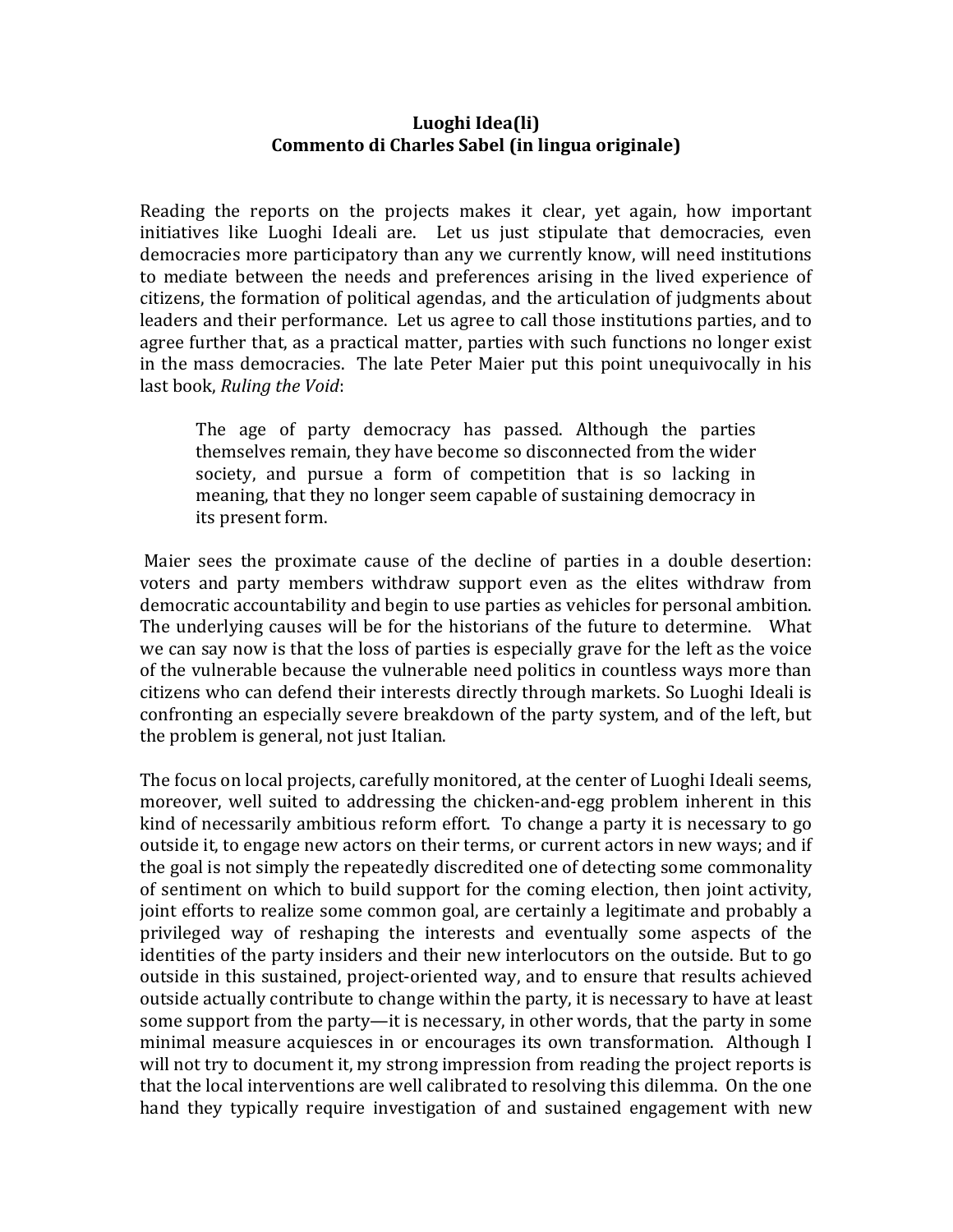**Luoghi Idea(li)**
**Commento di Charles Sabel (in lingua originale)**

Reading the reports on the projects makes it clear, yet again, how important initiatives like Luoghi Ideali are. Let us just stipulate that democracies, even democracies more participatory than any we currently know, will need institutions to mediate between the needs and preferences arising in the lived experience of citizens, the formation of political agendas, and the articulation of judgments about leaders and their performance. Let us agree to call those institutions parties, and to agree further that, as a practical matter, parties with such functions no longer exist in the mass democracies. The late Peter Maier put this point unequivocally in his last book, *Ruling the Void*:

> The age of party democracy has passed. Although the parties themselves remain, they have become so disconnected from the wider society, and pursue a form of competition that is so lacking in meaning, that they no longer seem capable of sustaining democracy in its present form.

Maier sees the proximate cause of the decline of parties in a double desertion: voters and party members withdraw support even as the elites withdraw from democratic accountability and begin to use parties as vehicles for personal ambition. The underlying causes will be for the historians of the future to determine. What we can say now is that the loss of parties is especially grave for the left as the voice of the vulnerable because the vulnerable need politics in countless ways more than citizens who can defend their interests directly through markets. So Luoghi Ideali is confronting an especially severe breakdown of the party system, and of the left, but the problem is general, not just Italian.

The focus on local projects, carefully monitored, at the center of Luoghi Ideali seems, moreover, well suited to addressing the chicken-and-egg problem inherent in this kind of necessarily ambitious reform effort. To change a party it is necessary to go outside it, to engage new actors on their terms, or current actors in new ways; and if the goal is not simply the repeatedly discredited one of detecting some commonality of sentiment on which to build support for the coming election, then joint activity, joint efforts to realize some common goal, are certainly a legitimate and probably a privileged way of reshaping the interests and eventually some aspects of the identities of the party insiders and their new interlocutors on the outside. But to go outside in this sustained, project-oriented way, and to ensure that results achieved outside actually contribute to change within the party, it is necessary to have at least some support from the party—it is necessary, in other words, that the party in some minimal measure acquiesces in or encourages its own transformation. Although I will not try to document it, my strong impression from reading the project reports is that the local interventions are well calibrated to resolving this dilemma. On the one hand they typically require investigation of and sustained engagement with new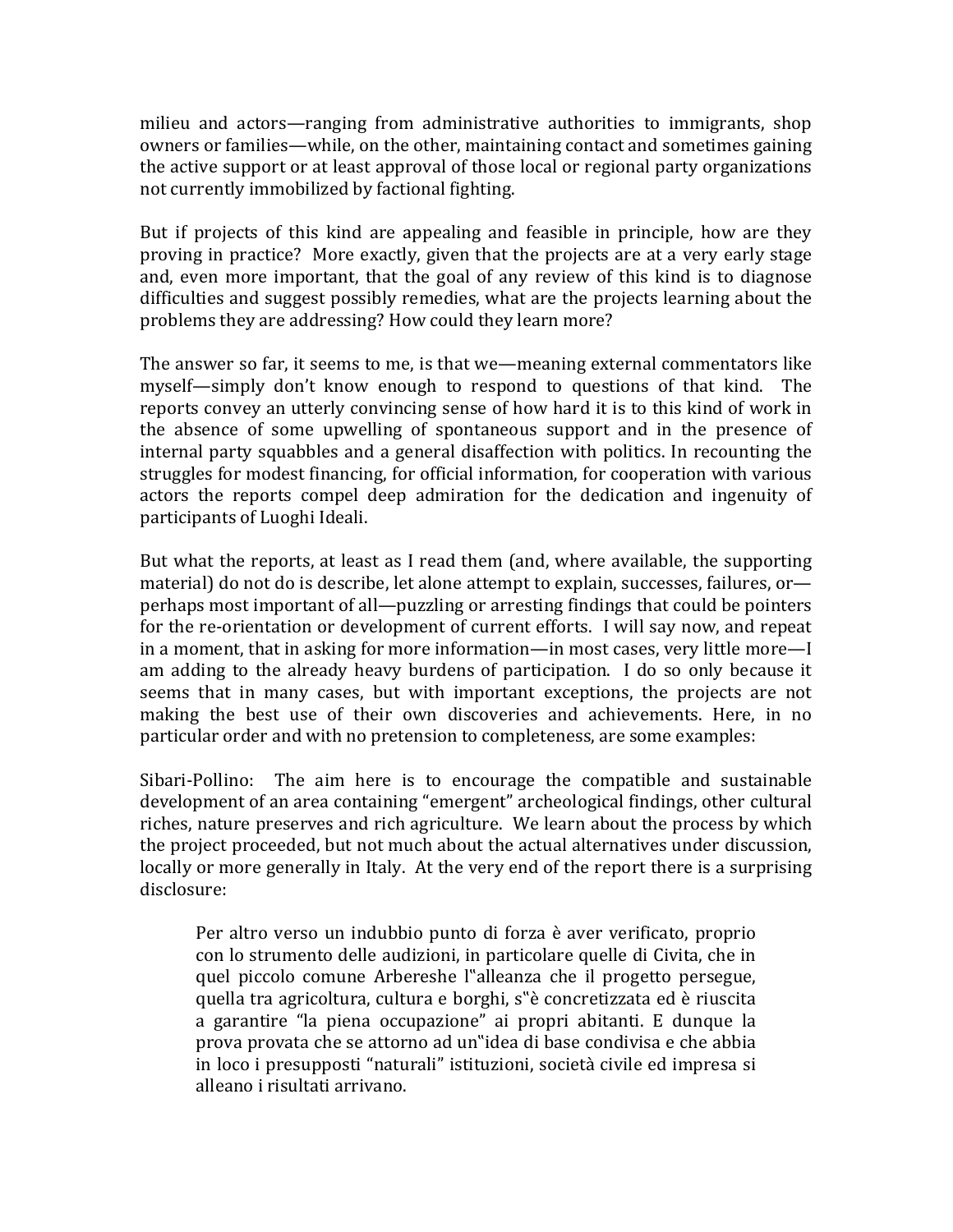milieu and actors—ranging from administrative authorities to immigrants, shop owners or families—while, on the other, maintaining contact and sometimes gaining the active support or at least approval of those local or regional party organizations not currently immobilized by factional fighting.

But if projects of this kind are appealing and feasible in principle, how are they proving in practice? More exactly, given that the projects are at a very early stage and, even more important, that the goal of any review of this kind is to diagnose difficulties and suggest possibly remedies, what are the projects learning about the problems they are addressing? How could they learn more?

The answer so far, it seems to me, is that we—meaning external commentators like myself—simply don't know enough to respond to questions of that kind. The reports convey an utterly convincing sense of how hard it is to this kind of work in the absence of some upwelling of spontaneous support and in the presence of internal party squabbles and a general disaffection with politics. In recounting the struggles for modest financing, for official information, for cooperation with various actors the reports compel deep admiration for the dedication and ingenuity of participants of Luoghi Ideali.

But what the reports, at least as I read them (and, where available, the supporting material) do not do is describe, let alone attempt to explain, successes, failures, or—perhaps most important of all—puzzling or arresting findings that could be pointers for the re-orientation or development of current efforts. I will say now, and repeat in a moment, that in asking for more information—in most cases, very little more—I am adding to the already heavy burdens of participation. I do so only because it seems that in many cases, but with important exceptions, the projects are not making the best use of their own discoveries and achievements. Here, in no particular order and with no pretension to completeness, are some examples:

Sibari-Pollino: The aim here is to encourage the compatible and sustainable development of an area containing "emergent" archeological findings, other cultural riches, nature preserves and rich agriculture. We learn about the process by which the project proceeded, but not much about the actual alternatives under discussion, locally or more generally in Italy. At the very end of the report there is a surprising disclosure:

> Per altro verso un indubbio punto di forza è aver verificato, proprio con lo strumento delle audizioni, in particolare quelle di Civita, che in quel piccolo comune Arbereshe l‟alleanza che il progetto persegue, quella tra agricoltura, cultura e borghi, s‟è concretizzata ed è riuscita a garantire "la piena occupazione" ai propri abitanti. E dunque la prova provata che se attorno ad un‟idea di base condivisa e che abbia in loco i presupposti "naturali" istituzioni, società civile ed impresa si alleano i risultati arrivano.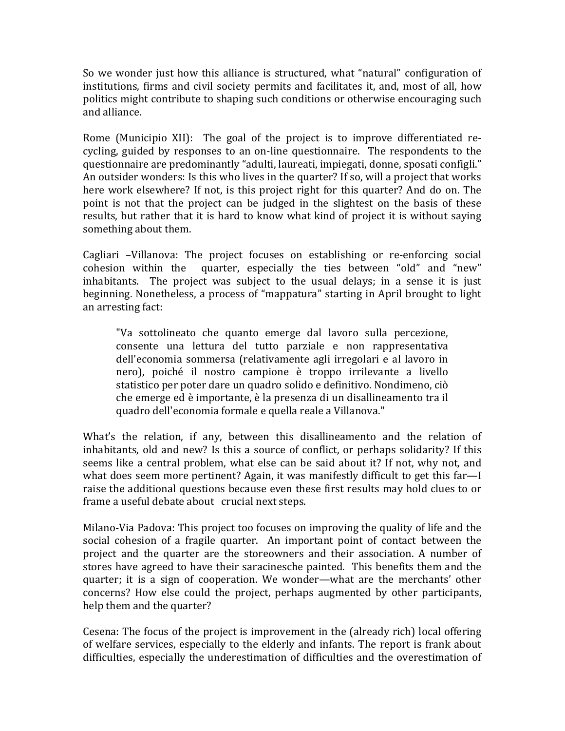So we wonder just how this alliance is structured, what "natural" configuration of institutions, firms and civil society permits and facilitates it, and, most of all, how politics might contribute to shaping such conditions or otherwise encouraging such and alliance.

Rome (Municipio XII): The goal of the project is to improve differentiated re-cycling, guided by responses to an on-line questionnaire. The respondents to the questionnaire are predominantly "adulti, laureati, impiegati, donne, sposati configli." An outsider wonders: Is this who lives in the quarter? If so, will a project that works here work elsewhere? If not, is this project right for this quarter? And do on. The point is not that the project can be judged in the slightest on the basis of these results, but rather that it is hard to know what kind of project it is without saying something about them.

Cagliari –Villanova: The project focuses on establishing or re-enforcing social cohesion within the quarter, especially the ties between "old" and "new" inhabitants. The project was subject to the usual delays; in a sense it is just beginning. Nonetheless, a process of "mappatura" starting in April brought to light an arresting fact:

> "Va sottolineato che quanto emerge dal lavoro sulla percezione, consente una lettura del tutto parziale e non rappresentativa dell'economia sommersa (relativamente agli irregolari e al lavoro in nero), poiché il nostro campione è troppo irrilevante a livello statistico per poter dare un quadro solido e definitivo. Nondimeno, ciò che emerge ed è importante, è la presenza di un disallineamento tra il quadro dell'economia formale e quella reale a Villanova."

What's the relation, if any, between this disallineamento and the relation of inhabitants, old and new? Is this a source of conflict, or perhaps solidarity? If this seems like a central problem, what else can be said about it? If not, why not, and what does seem more pertinent? Again, it was manifestly difficult to get this far—I raise the additional questions because even these first results may hold clues to or frame a useful debate about crucial next steps.

Milano-Via Padova: This project too focuses on improving the quality of life and the social cohesion of a fragile quarter. An important point of contact between the project and the quarter are the storeowners and their association. A number of stores have agreed to have their saracinesche painted. This benefits them and the quarter; it is a sign of cooperation. We wonder—what are the merchants' other concerns? How else could the project, perhaps augmented by other participants, help them and the quarter?

Cesena: The focus of the project is improvement in the (already rich) local offering of welfare services, especially to the elderly and infants. The report is frank about difficulties, especially the underestimation of difficulties and the overestimation of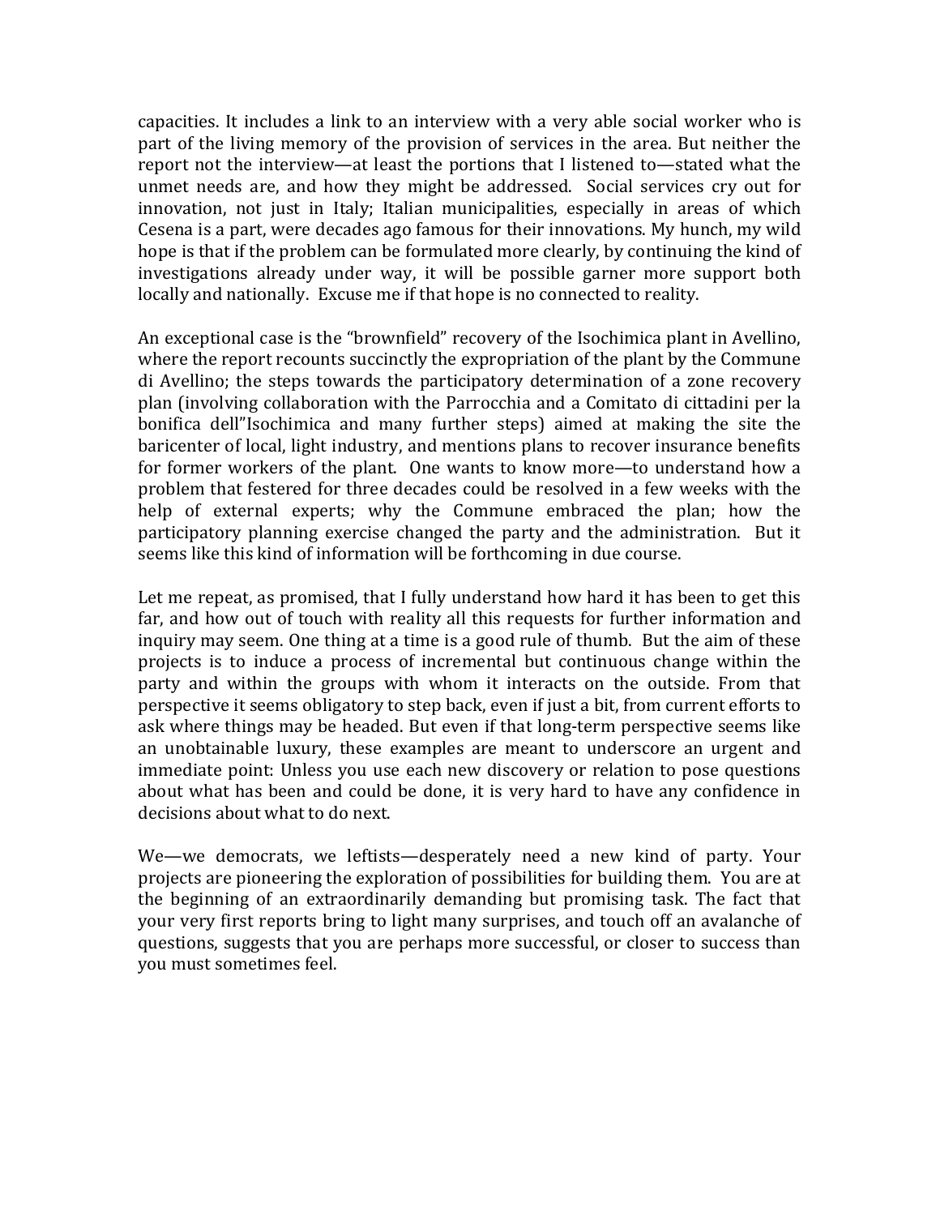capacities. It includes a link to an interview with a very able social worker who is part of the living memory of the provision of services in the area. But neither the report not the interview—at least the portions that I listened to—stated what the unmet needs are, and how they might be addressed. Social services cry out for innovation, not just in Italy; Italian municipalities, especially in areas of which Cesena is a part, were decades ago famous for their innovations. My hunch, my wild hope is that if the problem can be formulated more clearly, by continuing the kind of investigations already under way, it will be possible garner more support both locally and nationally. Excuse me if that hope is no connected to reality.

An exceptional case is the "brownfield" recovery of the Isochimica plant in Avellino, where the report recounts succinctly the expropriation of the plant by the Commune di Avellino; the steps towards the participatory determination of a zone recovery plan (involving collaboration with the Parrocchia and a Comitato di cittadini per la bonifica dell"Isochimica and many further steps) aimed at making the site the baricenter of local, light industry, and mentions plans to recover insurance benefits for former workers of the plant. One wants to know more—to understand how a problem that festered for three decades could be resolved in a few weeks with the help of external experts; why the Commune embraced the plan; how the participatory planning exercise changed the party and the administration. But it seems like this kind of information will be forthcoming in due course.

Let me repeat, as promised, that I fully understand how hard it has been to get this far, and how out of touch with reality all this requests for further information and inquiry may seem. One thing at a time is a good rule of thumb. But the aim of these projects is to induce a process of incremental but continuous change within the party and within the groups with whom it interacts on the outside. From that perspective it seems obligatory to step back, even if just a bit, from current efforts to ask where things may be headed. But even if that long-term perspective seems like an unobtainable luxury, these examples are meant to underscore an urgent and immediate point: Unless you use each new discovery or relation to pose questions about what has been and could be done, it is very hard to have any confidence in decisions about what to do next.

We—we democrats, we leftists—desperately need a new kind of party. Your projects are pioneering the exploration of possibilities for building them. You are at the beginning of an extraordinarily demanding but promising task. The fact that your very first reports bring to light many surprises, and touch off an avalanche of questions, suggests that you are perhaps more successful, or closer to success than you must sometimes feel.